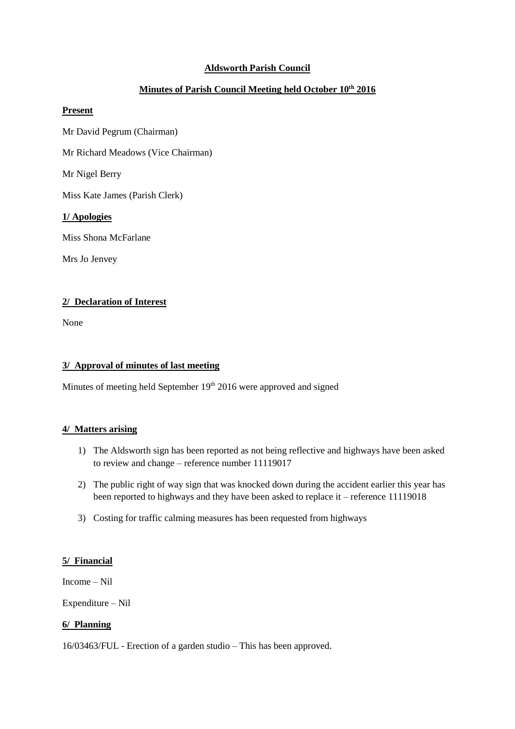**Aldsworth Parish Council**

**Minutes of Parish Council Meeting held October 10th 2016**

**Present**

Mr David Pegrum (Chairman)

Mr Richard Meadows (Vice Chairman)

Mr Nigel Berry

Miss Kate James (Parish Clerk)

**1/ Apologies**

Miss Shona McFarlane

Mrs Jo Jenvey

**2/ Declaration of Interest**

None

**3/ Approval of minutes of last meeting**

Minutes of meeting held September 19th 2016 were approved and signed

**4/ Matters arising**

1) The Aldsworth sign has been reported as not being reflective and highways have been asked to review and change – reference number 11119017
2) The public right of way sign that was knocked down during the accident earlier this year has been reported to highways and they have been asked to replace it – reference 11119018
3) Costing for traffic calming measures has been requested from highways

**5/ Financial**

Income – Nil

Expenditure – Nil

**6/ Planning**

16/03463/FUL - Erection of a garden studio – This has been approved.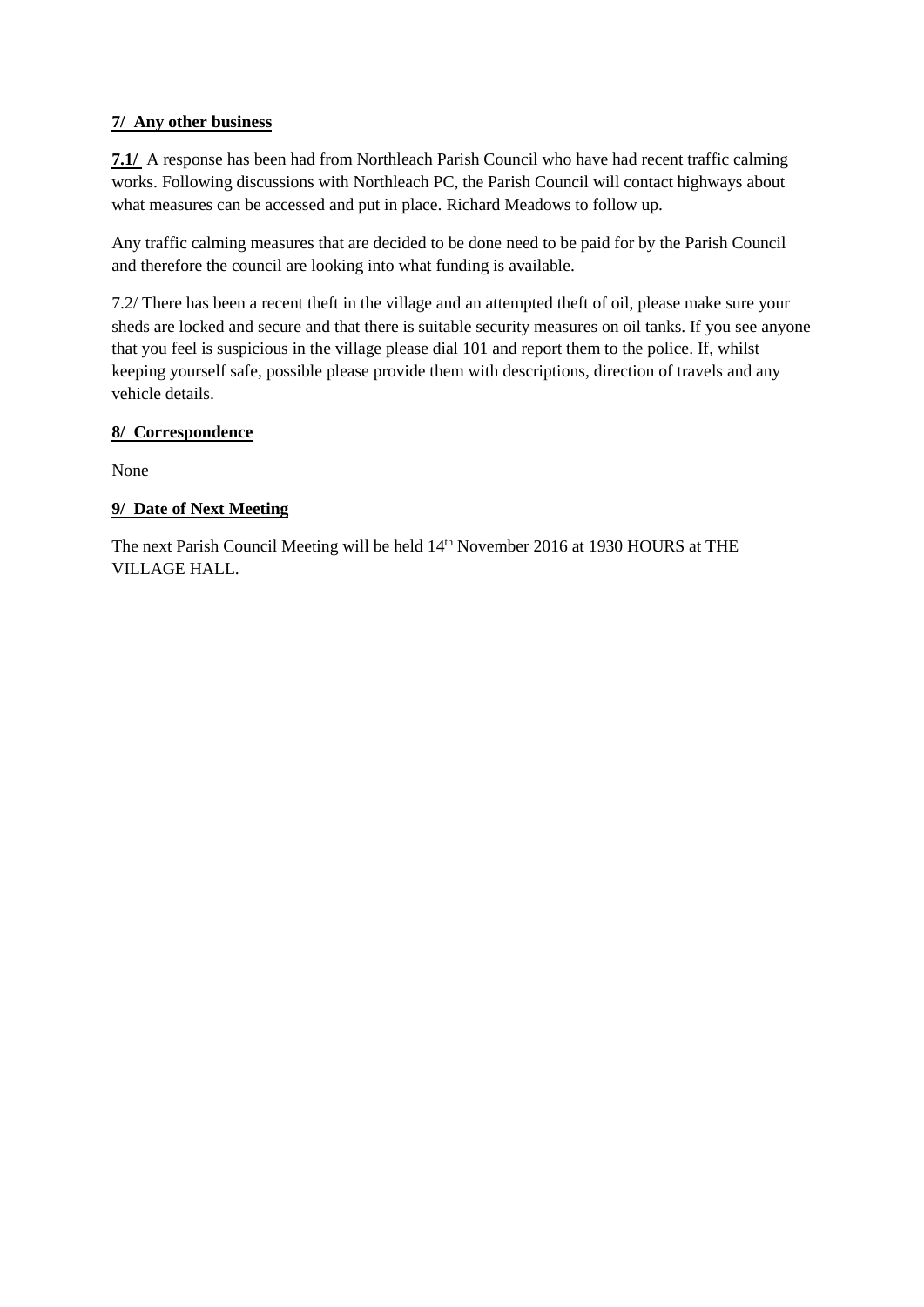**7/ Any other business**

**7.1/** A response has been had from Northleach Parish Council who have had recent traffic calming works. Following discussions with Northleach PC, the Parish Council will contact highways about what measures can be accessed and put in place. Richard Meadows to follow up.

Any traffic calming measures that are decided to be done need to be paid for by the Parish Council and therefore the council are looking into what funding is available.

7.2/ There has been a recent theft in the village and an attempted theft of oil, please make sure your sheds are locked and secure and that there is suitable security measures on oil tanks. If you see anyone that you feel is suspicious in the village please dial 101 and report them to the police. If, whilst keeping yourself safe, possible please provide them with descriptions, direction of travels and any vehicle details.

**8/ Correspondence**

None

**9/ Date of Next Meeting**

The next Parish Council Meeting will be held 14th November 2016 at 1930 HOURS at THE VILLAGE HALL.